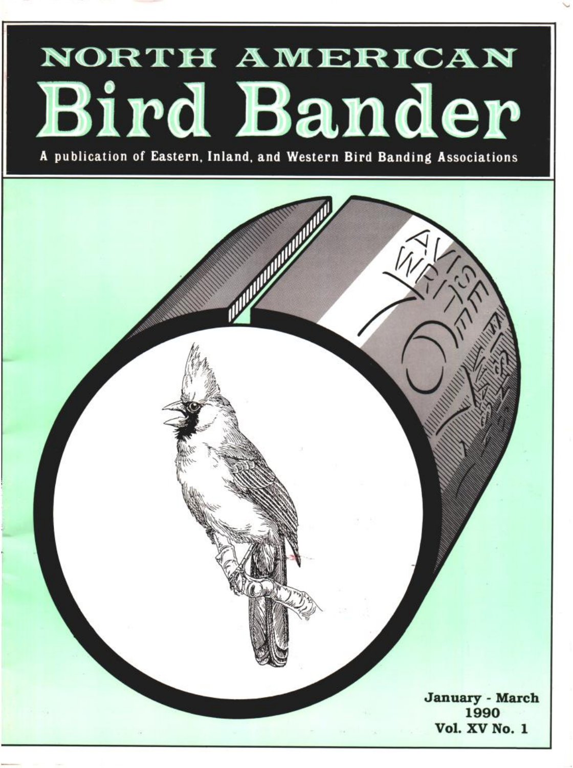# NORTH AMERICAN Bird Bander

A publication of Eastern, Inland, and Western Bird Banding Associations

January - March
1990
Vol. XV No. 1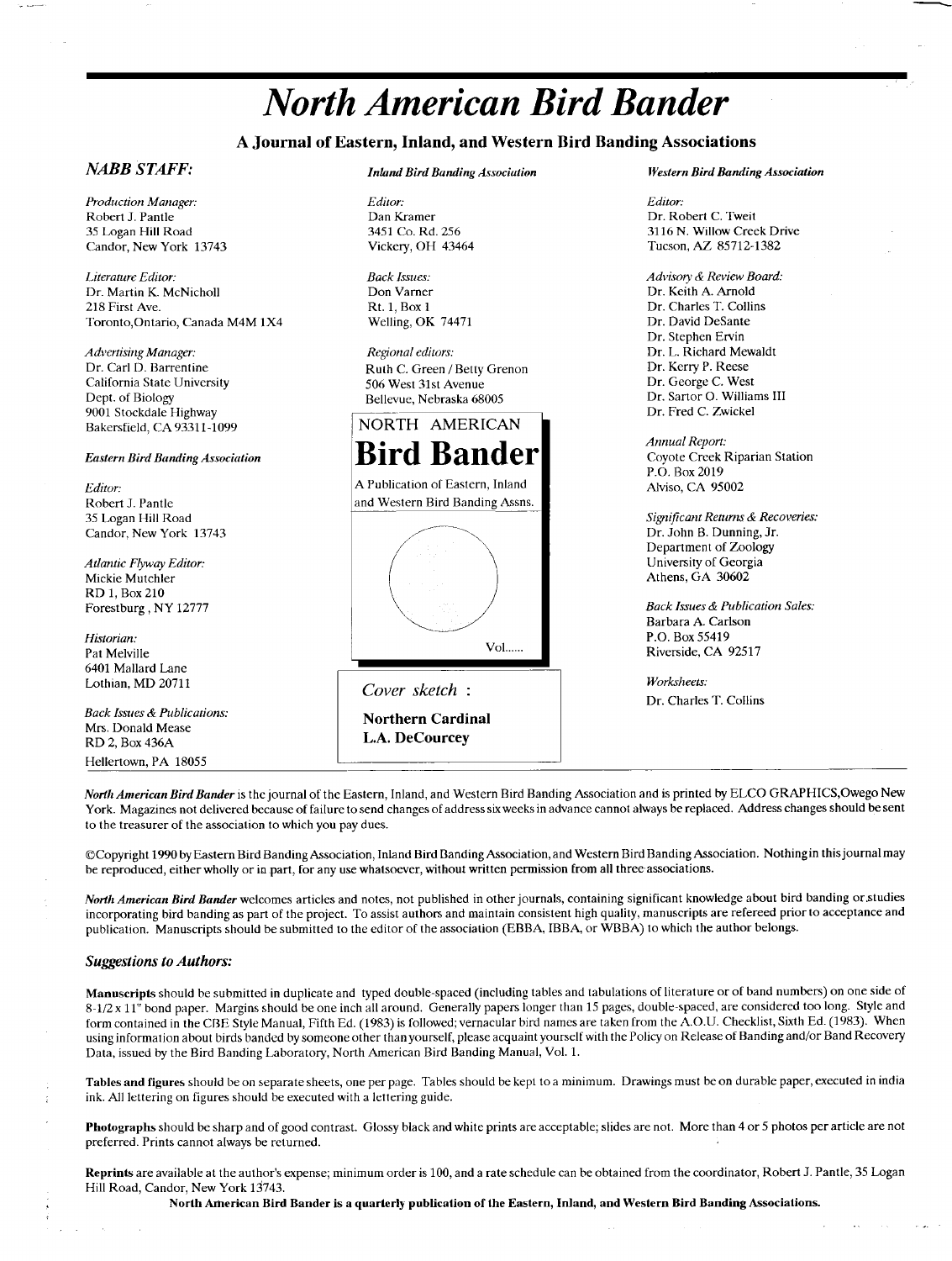# North American Bird Bander

## A Journal of Eastern, Inland, and Western Bird Banding Associations

### NABB STAFF:

*Production Manager:*
Robert J. Pantle
35 Logan Hill Road
Candor, New York 13743

*Literature Editor:*
Dr. Martin K. McNicholl
218 First Ave.
Toronto,Ontario, Canada M4M 1X4

*Advertising Manager:*
Dr. Carl D. Barrentine
California State University
Dept. of Biology
9001 Stockdale Highway
Bakersfield, CA 93311-1099

#### *Eastern Bird Banding Association*

*Editor:*
Robert J. Pantle
35 Logan Hill Road
Candor, New York 13743

*Atlantic Flyway Editor:*
Mickie Mutchler
RD 1, Box 210
Forestburg , NY 12777

*Historian:*
Pat Melville
6401 Mallard Lane
Lothian, MD 20711

*Back Issues & Publications:*
Mrs. Donald Mease
RD 2, Box 436A
Hellertown, PA 18055

#### *Inland Bird Banding Association*

*Editor:*
Dan Kramer
3451 Co. Rd. 256
Vickery, OH 43464

*Back Issues:*
Don Varner
Rt. 1, Box 1
Welling, OK 74471

*Regional editors:*
Ruth C. Green / Betty Grenon
506 West 31st Avenue
Bellevue, Nebraska 68005

NORTH AMERICAN
**Bird Bander**
A Publication of Eastern, Inland and Western Bird Banding Assns.
Vol......

*Cover sketch :*
**Northern Cardinal**
**L.A. DeCourcey**

#### *Western Bird Banding Association*

*Editor:*
Dr. Robert C. Tweit
3116 N. Willow Creek Drive
Tucson, AZ 85712-1382

*Advisory & Review Board:*
Dr. Keith A. Arnold
Dr. Charles T. Collins
Dr. David DeSante
Dr. Stephen Ervin
Dr. L. Richard Mewaldt
Dr. Kerry P. Reese
Dr. George C. West
Dr. Sartor O. Williams III
Dr. Fred C. Zwickel

*Annual Report:*
Coyote Creek Riparian Station
P.O. Box 2019
Alviso, CA 95002

*Significant Returns & Recoveries:*
Dr. John B. Dunning, Jr.
Department of Zoology
University of Georgia
Athens, GA 30602

*Back Issues & Publication Sales:*
Barbara A. Carlson
P.O. Box 55419
Riverside, CA 92517

*Worksheets:*
Dr. Charles T. Collins

***North American Bird Bander*** is the journal of the Eastern, Inland, and Western Bird Banding Association and is printed by ELCO GRAPHICS,Owego New York. Magazines not delivered because of failure to send changes of address six weeks in advance cannot always be replaced. Address changes should be sent to the treasurer of the association to which you pay dues.

©Copyright 1990 by Eastern Bird Banding Association, Inland Bird Banding Association, and Western Bird Banding Association. Nothing in this journal may be reproduced, either wholly or in part, for any use whatsoever, without written permission from all three associations.

***North American Bird Bander*** welcomes articles and notes, not published in other journals, containing significant knowledge about bird banding or studies incorporating bird banding as part of the project. To assist authors and maintain consistent high quality, manuscripts are refereed prior to acceptance and publication. Manuscripts should be submitted to the editor of the association (EBBA, IBBA, or WBBA) to which the author belongs.

### *Suggestions to Authors:*

**Manuscripts** should be submitted in duplicate and typed double-spaced (including tables and tabulations of literature or of band numbers) on one side of 8-1/2 x 11" bond paper. Margins should be one inch all around. Generally papers longer than 15 pages, double-spaced, are considered too long. Style and form contained in the CBE Style Manual, Fifth Ed. (1983) is followed; vernacular bird names are taken from the A.O.U. Checklist, Sixth Ed. (1983). When using information about birds banded by someone other than yourself, please acquaint yourself with the Policy on Release of Banding and/or Band Recovery Data, issued by the Bird Banding Laboratory, North American Bird Banding Manual, Vol. 1.

**Tables and figures** should be on separate sheets, one per page. Tables should be kept to a minimum. Drawings must be on durable paper, executed in india ink. All lettering on figures should be executed with a lettering guide.

**Photographs** should be sharp and of good contrast. Glossy black and white prints are acceptable; slides are not. More than 4 or 5 photos per article are not preferred. Prints cannot always be returned.

**Reprints** are available at the author's expense; minimum order is 100, and a rate schedule can be obtained from the coordinator, Robert J. Pantle, 35 Logan Hill Road, Candor, New York 13743.

**North American Bird Bander is a quarterly publication of the Eastern, Inland, and Western Bird Banding Associations.**